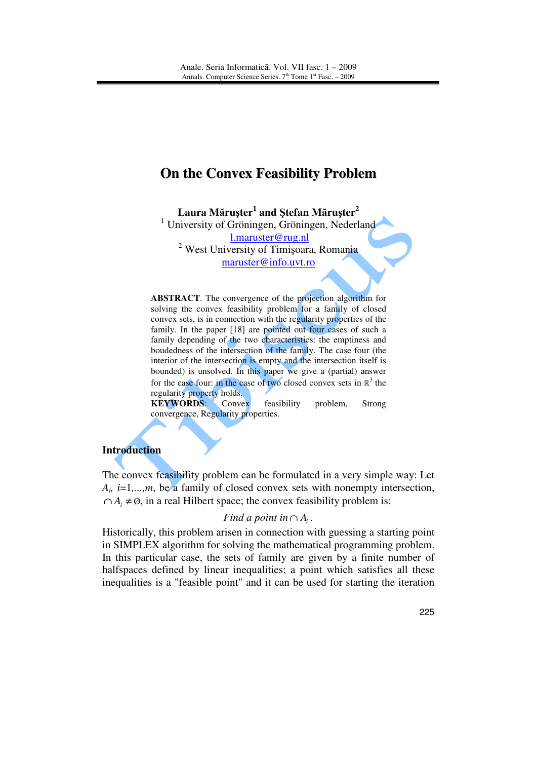# On the Convex Feasibility Problem

**Laura Măruşter[1] and Ştefan Măruşter[2]**

[1] University of Gröningen, Gröningen, Nederland
l.maruster@rug.nl

[2] West University of Timişoara, Romania
maruster@info.uvt.ro

**ABSTRACT**. The convergence of the projection algorithm for solving the convex feasibility problem for a family of closed convex sets, is in connection with the regularity properties of the family. In the paper [18] are pointed out four cases of such a family depending of the two characteristics: the emptiness and boudedness of the intersection of the family. The case four (the interior of the intersection is empty and the intersection itself is bounded) is unsolved. In this paper we give a (partial) answer for the case four: in the case of two closed convex sets in $\mathbb{R}^3$ the regularity property holds.

**KEYWORDS**: Convex feasibility problem, Strong convergence, Regularity properties.

## Introduction

The convex feasibility problem can be formulated in a very simple way: Let $A_i$, $i=1,...,m$, be a family of closed convex sets with nonempty intersection, $\cap A_i \neq \emptyset$, in a real Hilbert space; the convex feasibility problem is:

$$\textit{Find a point in} \cap A_i .$$

Historically, this problem arisen in connection with guessing a starting point in SIMPLEX algorithm for solving the mathematical programming problem. In this particular case, the sets of family are given by a finite number of halfspaces defined by linear inequalities; a point which satisfies all these inequalities is a "feasible point" and it can be used for starting the iteration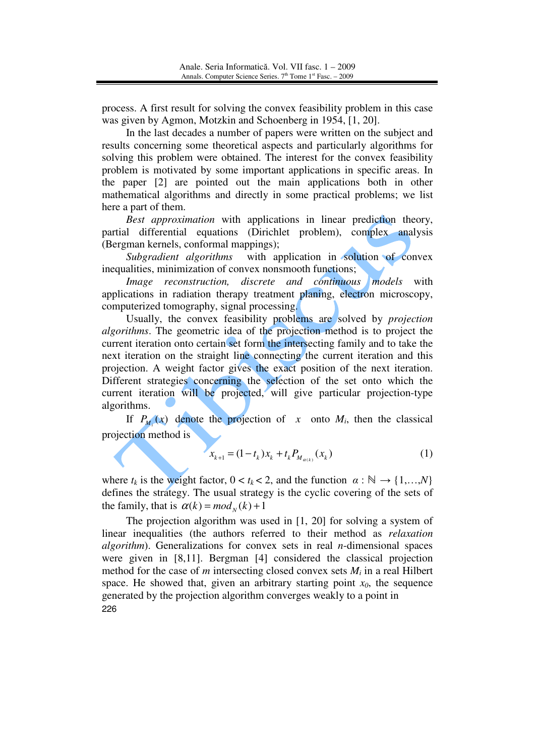process. A first result for solving the convex feasibility problem in this case was given by Agmon, Motzkin and Schoenberg in 1954, [1, 20].

In the last decades a number of papers were written on the subject and results concerning some theoretical aspects and particularly algorithms for solving this problem were obtained. The interest for the convex feasibility problem is motivated by some important applications in specific areas. In the paper [2] are pointed out the main applications both in other mathematical algorithms and directly in some practical problems; we list here a part of them.

*Best approximation* with applications in linear prediction theory, partial differential equations (Dirichlet problem), complex analysis (Bergman kernels, conformal mappings);

*Subgradient algorithms* with application in solution of convex inequalities, minimization of convex nonsmooth functions;

*Image reconstruction, discrete and continuous models* with applications in radiation therapy treatment planing, electron microscopy, computerized tomography, signal processing.

Usually, the convex feasibility problems are solved by *projection algorithms*. The geometric idea of the projection method is to project the current iteration onto certain set form the intersecting family and to take the next iteration on the straight line connecting the current iteration and this projection. A weight factor gives the exact position of the next iteration. Different strategies concerning the selection of the set onto which the current iteration will be projected, will give particular projection-type algorithms.

If $P_{M_i}(x)$ denote the projection of $x$ onto $M_i$, then the classical projection method is

$$x_{k+1} = (1 - t_k)x_k + t_k P_{M_{\alpha(k)}}(x_k) \tag{1}$$

where $t_k$ is the weight factor, $0 < t_k < 2$, and the function $\alpha : \mathbb{N} \to \{1,\ldots,N\}$ defines the strategy. The usual strategy is the cyclic covering of the sets of the family, that is $\alpha(k) = mod_N(k) + 1$

The projection algorithm was used in [1, 20] for solving a system of linear inequalities (the authors referred to their method as *relaxation algorithm*). Generalizations for convex sets in real $n$-dimensional spaces were given in [8,11]. Bergman [4] considered the classical projection method for the case of $m$ intersecting closed convex sets $M_i$ in a real Hilbert space. He showed that, given an arbitrary starting point $x_0$, the sequence generated by the projection algorithm converges weakly to a point in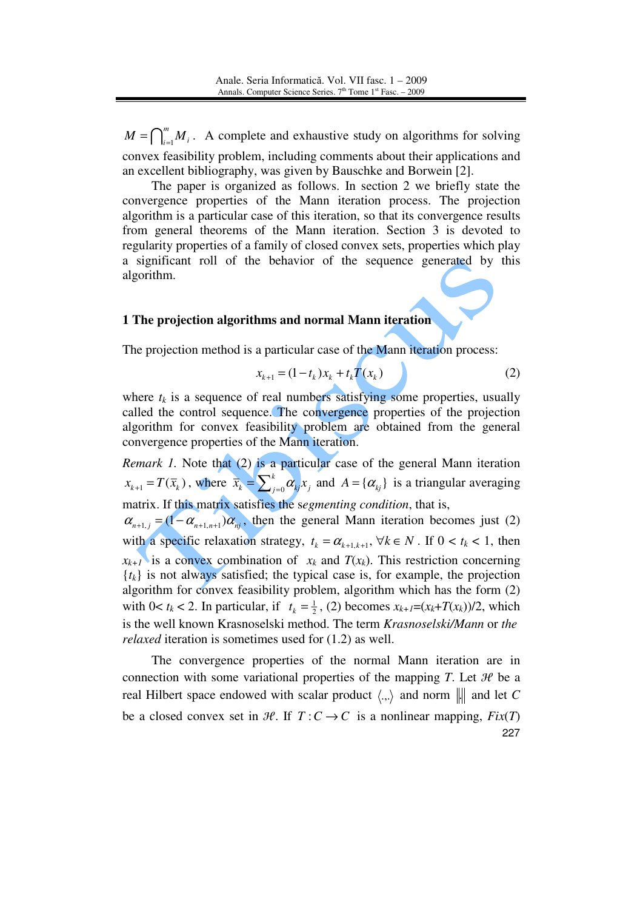$M = \bigcap_{i=1}^{m} M_i$. A complete and exhaustive study on algorithms for solving convex feasibility problem, including comments about their applications and an excellent bibliography, was given by Bauschke and Borwein [2].

The paper is organized as follows. In section 2 we briefly state the convergence properties of the Mann iteration process. The projection algorithm is a particular case of this iteration, so that its convergence results from general theorems of the Mann iteration. Section 3 is devoted to regularity properties of a family of closed convex sets, properties which play a significant roll of the behavior of the sequence generated by this algorithm.

## 1 The projection algorithms and normal Mann iteration

The projection method is a particular case of the Mann iteration process:

$$x_{k+1} = (1 - t_k)x_k + t_k T(x_k) \tag{2}$$

where $t_k$ is a sequence of real numbers satisfying some properties, usually called the control sequence. The convergence properties of the projection algorithm for convex feasibility problem are obtained from the general convergence properties of the Mann iteration.

*Remark 1*. Note that (2) is a particular case of the general Mann iteration $x_{k+1} = T(\bar{x}_k)$, where $\bar{x}_k = \sum_{j=0}^{k} \alpha_{kj} x_j$ and $A = \{\alpha_{kj}\}$ is a triangular averaging matrix. If this matrix satisfies the s*egmenting condition*, that is, $\alpha_{n+1,j} = (1 - \alpha_{n+1,n+1})\alpha_{nj}$, then the general Mann iteration becomes just (2) with a specific relaxation strategy, $t_k = \alpha_{k+1,k+1}$, $\forall k \in N$. If $0 < t_k < 1$, then $x_{k+1}$ is a convex combination of $x_k$ and $T(x_k)$. This restriction concerning $\{t_k\}$ is not always satisfied; the typical case is, for example, the projection algorithm for convex feasibility problem, algorithm which has the form (2) with $0 < t_k < 2$. In particular, if $t_k = \frac{1}{2}$, (2) becomes $x_{k+1} = (x_k + T(x_k))/2$, which is the well known Krasnoselski method. The term *Krasnoselski/Mann* or *the relaxed* iteration is sometimes used for (1.2) as well.

The convergence properties of the normal Mann iteration are in connection with some variational properties of the mapping $T$. Let $\mathcal{H}$ be a real Hilbert space endowed with scalar product $\langle .,. \rangle$ and norm $\| \|$ and let $C$ be a closed convex set in $\mathcal{H}$. If $T: C \to C$ is a nonlinear mapping, $Fix(T)$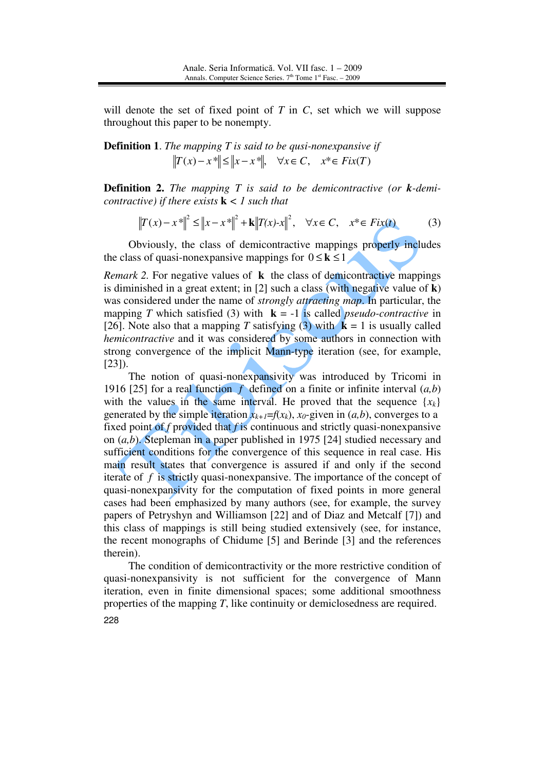will denote the set of fixed point of $T$ in $C$, set which we will suppose throughout this paper to be nonempty.

**Definition 1**. *The mapping $T$ is said to be qusi-nonexpansive if*

$$\|T(x)-x^*\| \le \|x-x^*\|, \quad \forall x \in C, \quad x^* \in Fix(T)$$

**Definition 2.** *The mapping $T$ is said to be demicontractive (or **k**-demi-contractive) if there exists* $\mathbf{k} < 1$ *such that*

$$\|T(x)-x^*\|^2 \le \|x-x^*\|^2 + \mathbf{k}\|T(x)\text{-}x\|^2, \quad \forall x \in C, \quad x^* \in Fix(t) \tag{3}$$

Obviously, the class of demicontractive mappings properly includes the class of quasi-nonexpansive mappings for $0 \le \mathbf{k} \le 1$

*Remark 2.* For negative values of $\mathbf{k}$ the class of demicontractive mappings is diminished in a great extent; in [2] such a class (with negative value of $\mathbf{k}$) was considered under the name of *strongly attracting map*. In particular, the mapping $T$ which satisfied (3) with $\mathbf{k} = -1$ is called *pseudo-contractive* in [26]. Note also that a mapping $T$ satisfying (3) with $\mathbf{k} = 1$ is usually called *hemicontractive* and it was considered by some authors in connection with strong convergence of the implicit Mann-type iteration (see, for example, [23]).

The notion of quasi-nonexpansivity was introduced by Tricomi in 1916 [25] for a real function $f$ defined on a finite or infinite interval $(a,b)$ with the values in the same interval. He proved that the sequence $\{x_k\}$ generated by the simple iteration $x_{k+1}=f(x_k)$, $x_0$-given in $(a,b)$, converges to a fixed point of $f$ provided that $f$ is continuous and strictly quasi-nonexpansive on $(a,b)$. Stepleman in a paper published in 1975 [24] studied necessary and sufficient conditions for the convergence of this sequence in real case. His main result states that convergence is assured if and only if the second iterate of $f$ is strictly quasi-nonexpansive. The importance of the concept of quasi-nonexpansivity for the computation of fixed points in more general cases had been emphasized by many authors (see, for example, the survey papers of Petryshyn and Williamson [22] and of Diaz and Metcalf [7]) and this class of mappings is still being studied extensively (see, for instance, the recent monographs of Chidume [5] and Berinde [3] and the references therein).

The condition of demicontractivity or the more restrictive condition of quasi-nonexpansivity is not sufficient for the convergence of Mann iteration, even in finite dimensional spaces; some additional smoothness properties of the mapping $T$, like continuity or demiclosedness are required.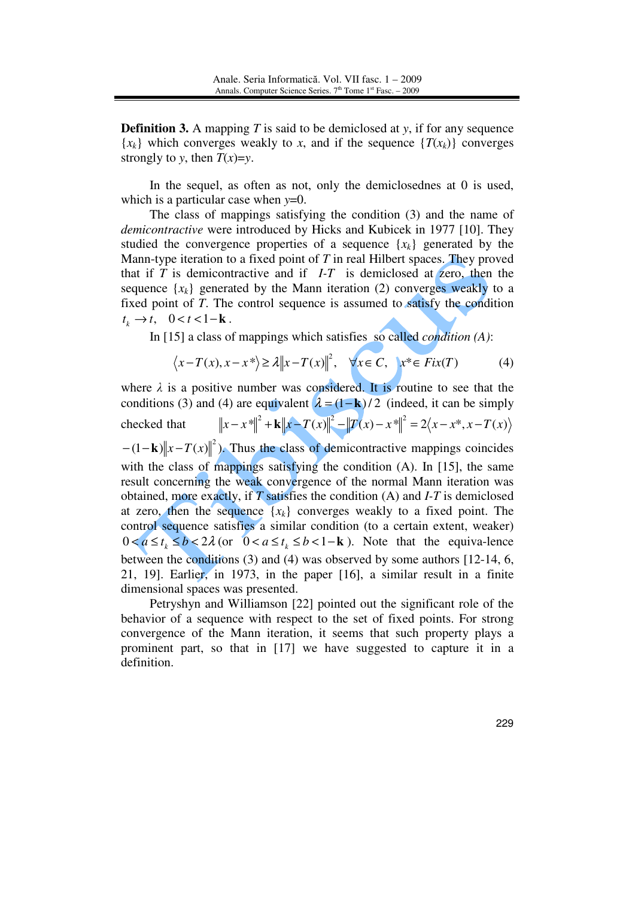**Definition 3.** A mapping $T$ is said to be demiclosed at $y$, if for any sequence $\{x_k\}$ which converges weakly to $x$, and if the sequence $\{T(x_k)\}$ converges strongly to $y$, then $T(x)=y$.

In the sequel, as often as not, only the demiclosednes at 0 is used, which is a particular case when $y=0$.

The class of mappings satisfying the condition (3) and the name of *demicontractive* were introduced by Hicks and Kubicek in 1977 [10]. They studied the convergence properties of a sequence $\{x_k\}$ generated by the Mann-type iteration to a fixed point of $T$ in real Hilbert spaces. They proved that if $T$ is demicontractive and if $I$-$T$ is demiclosed at zero, then the sequence $\{x_k\}$ generated by the Mann iteration (2) converges weakly to a fixed point of $T$. The control sequence is assumed to satisfy the condition $t_k \to t, \quad 0 < t < 1 - \mathbf{k}$.

In [15] a class of mappings which satisfies so called *condition (A)*:

$$\langle x - T(x), x - x^* \rangle \geq \lambda \|x - T(x)\|^2, \quad \forall x \in C, \quad x^* \in Fix(T) \tag{4}$$

where $\lambda$ is a positive number was considered. It is routine to see that the conditions (3) and (4) are equivalent $\lambda = (1-\mathbf{k})/2$ (indeed, it can be simply checked that $\|x - x^*\|^2 + \mathbf{k}\|x - T(x)\|^2 - \|T(x) - x^*\|^2 = 2\langle x - x^*, x - T(x)\rangle - (1-\mathbf{k})\|x - T(x)\|^2$). Thus the class of demicontractive mappings coincides with the class of mappings satisfying the condition (A). In [15], the same result concerning the weak convergence of the normal Mann iteration was obtained, more exactly, if $T$ satisfies the condition (A) and $I$-$T$ is demiclosed at zero, then the sequence $\{x_k\}$ converges weakly to a fixed point. The control sequence satisfies a similar condition (to a certain extent, weaker) $0 < a \leq t_k \leq b < 2\lambda$ (or $0 < a \leq t_k \leq b < 1 - \mathbf{k}$). Note that the equiva-lence between the conditions (3) and (4) was observed by some authors [12-14, 6, 21, 19]. Earlier, in 1973, in the paper [16], a similar result in a finite dimensional spaces was presented.

Petryshyn and Williamson [22] pointed out the significant role of the behavior of a sequence with respect to the set of fixed points. For strong convergence of the Mann iteration, it seems that such property plays a prominent part, so that in [17] we have suggested to capture it in a definition.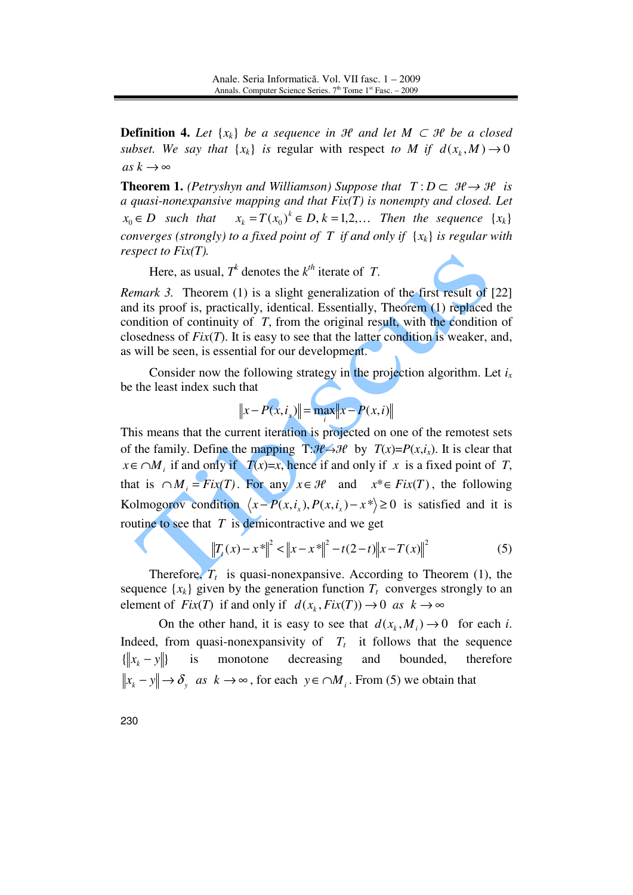**Definition 4.** *Let* $\{x_k\}$ *be a sequence in* $\mathcal{H}$ *and let* $M \subset \mathcal{H}$ *be a closed subset. We say that* $\{x_k\}$ *is* regular *with respect to* $M$ *if* $d(x_k, M) \to 0$ *as* $k \to \infty$

**Theorem 1.** *(Petryshyn and Williamson) Suppose that* $T : D \subset \mathcal{H} \to \mathcal{H}$ *is a quasi-nonexpansive mapping and that Fix(T) is nonempty and closed. Let* $x_0 \in D$ *such that* $x_k = T(x_0)^k \in D, k = 1,2,\ldots$ *Then the sequence* $\{x_k\}$ *converges (strongly) to a fixed point of* $T$ *if and only if* $\{x_k\}$ *is regular with respect to Fix(T).*

Here, as usual, $T^k$ denotes the $k^{th}$ iterate of $T$.

*Remark 3.* Theorem (1) is a slight generalization of the first result of [22] and its proof is, practically, identical. Essentially, Theorem (1) replaced the condition of continuity of $T$, from the original result, with the condition of closedness of *Fix*(*T*). It is easy to see that the latter condition is weaker, and, as will be seen, is essential for our development.

Consider now the following strategy in the projection algorithm. Let $i_x$ be the least index such that

$$\|x - P(x, i_x)\| = \max_i \|x - P(x, i)\|$$

This means that the current iteration is projected on one of the remotest sets of the family. Define the mapping $T: \mathcal{H} \to \mathcal{H}$ by $T(x) = P(x, i_x)$. It is clear that $x \in \cap M_i$ if and only if $T(x) = x$, hence if and only if $x$ is a fixed point of $T$, that is $\cap M_i = Fix(T)$. For any $x \in \mathcal{H}$ and $x^* \in Fix(T)$, the following Kolmogorov condition $\langle x - P(x, i_x), P(x, i_x) - x^* \rangle \geq 0$ is satisfied and it is routine to see that $T$ is demicontractive and we get

$$\|T_t(x) - x^*\|^2 < \|x - x^*\|^2 - t(2-t)\|x - T(x)\|^2 \tag{5}$$

Therefore, $T_t$ is quasi-nonexpansive. According to Theorem (1), the sequence $\{x_k\}$ given by the generation function $T_t$ converges strongly to an element of $Fix(T)$ if and only if $d(x_k, Fix(T)) \to 0$ *as* $k \to \infty$

On the other hand, it is easy to see that $d(x_k, M_i) \to 0$ for each $i$. Indeed, from quasi-nonexpansivity of $T_t$ it follows that the sequence $\{\|x_k - y\|\}$ is monotone decreasing and bounded, therefore $\|x_k - y\| \to \delta_y$ *as* $k \to \infty$, for each $y \in \cap M_i$. From (5) we obtain that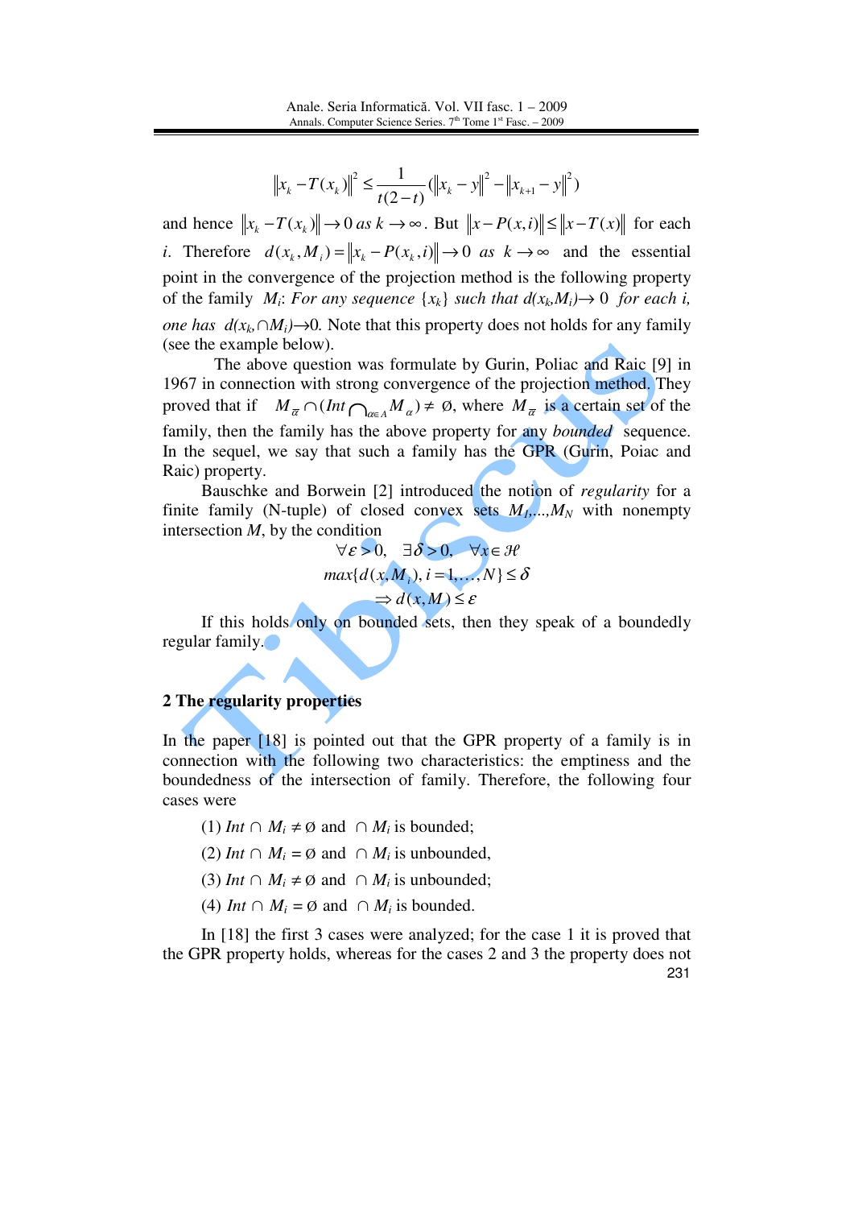$$\|x_k - T(x_k)\|^2 \leq \frac{1}{t(2-t)}(\|x_k - y\|^2 - \|x_{k+1} - y\|^2)$$

and hence $\|x_k - T(x_k)\| \to 0$ *as* $k \to \infty$. But $\|x - P(x,i)\| \leq \|x - T(x)\|$ for each $i$. Therefore $d(x_k, M_i) = \|x_k - P(x_k, i)\| \to 0$ *as* $k \to \infty$ and the essential point in the convergence of the projection method is the following property of the family $M_i$: *For any sequence* $\{x_k\}$ *such that* $d(x_k, M_i) \to 0$ *for each i, one has* $d(x_k, \cap M_i) \to 0$. Note that this property does not holds for any family (see the example below).

The above question was formulate by Gurin, Poliac and Raic [9] in 1967 in connection with strong convergence of the projection method. They proved that if $M_{\overline{\alpha}} \cap (Int \bigcap_{\alpha \in A} M_\alpha) \neq \emptyset$, where $M_{\overline{\alpha}}$ is a certain set of the family, then the family has the above property for any *bounded* sequence. In the sequel, we say that such a family has the GPR (Gurin, Poiac and Raic) property.

Bauschke and Borwein [2] introduced the notion of *regularity* for a finite family (N-tuple) of closed convex sets $M_1,\ldots,M_N$ with nonempty intersection $M$, by the condition

$$\forall \varepsilon > 0, \quad \exists \delta > 0, \quad \forall x \in \mathcal{H}$$
$$max\{d(x, M_i), i = 1, \ldots, N\} \leq \delta$$
$$\Rightarrow d(x, M) \leq \varepsilon$$

If this holds only on bounded sets, then they speak of a boundedly regular family.

## 2 The regularity properties

In the paper [18] is pointed out that the GPR property of a family is in connection with the following two characteristics: the emptiness and the boundedness of the intersection of family. Therefore, the following four cases were

(1) $Int \cap M_i \neq \emptyset$ and $\cap M_i$ is bounded;

(2) $Int \cap M_i = \emptyset$ and $\cap M_i$ is unbounded,

(3) $Int \cap M_i \neq \emptyset$ and $\cap M_i$ is unbounded;

(4) $Int \cap M_i = \emptyset$ and $\cap M_i$ is bounded.

In [18] the first 3 cases were analyzed; for the case 1 it is proved that the GPR property holds, whereas for the cases 2 and 3 the property does not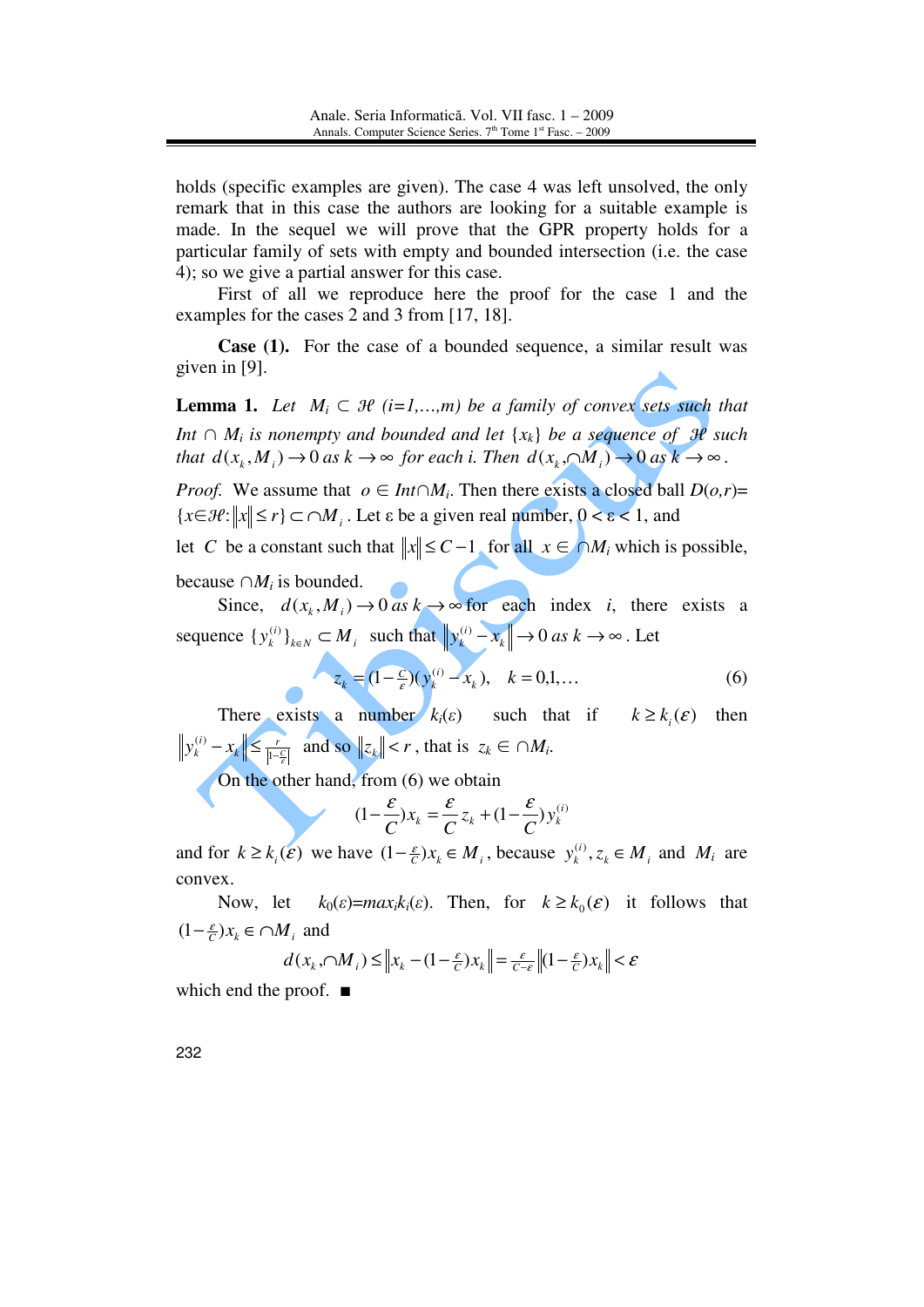holds (specific examples are given). The case 4 was left unsolved, the only remark that in this case the authors are looking for a suitable example is made. In the sequel we will prove that the GPR property holds for a particular family of sets with empty and bounded intersection (i.e. the case 4); so we give a partial answer for this case.

First of all we reproduce here the proof for the case 1 and the examples for the cases 2 and 3 from [17, 18].

**Case (1).** For the case of a bounded sequence, a similar result was given in [9].

**Lemma 1.** *Let $M_i \subset \mathcal{H}$ (i=1,...,m) be a family of convex sets such that $Int \cap M_i$ is nonempty and bounded and let $\{x_k\}$ be a sequence of $\mathcal{H}$ such that $d(x_k, M_i) \to 0$ as $k \to \infty$ for each i. Then $d(x_k, \cap M_i) \to 0$ as $k \to \infty$.*

*Proof.* We assume that $o \in Int\cap M_i$. Then there exists a closed ball $D(o,r)=\{x\in\mathcal{H}: \|x\| \le r\} \subset \cap M_i$. Let ε be a given real number, $0 < \varepsilon < 1$, and let $C$ be a constant such that $\|x\| \le C-1$ for all $x \in \cap M_i$ which is possible, because $\cap M_i$ is bounded.

Since, $d(x_k, M_i) \to 0$ as $k \to \infty$ for each index $i$, there exists a sequence $\{y_k^{(i)}\}_{k\in N} \subset M_i$ such that $\|y_k^{(i)} - x_k\| \to 0$ as $k \to \infty$. Let

$$z_k = (1-\tfrac{C}{\varepsilon})(y_k^{(i)} - x_k), \quad k = 0,1,\ldots \tag{6}$$

There exists a number $k_i(\varepsilon)$ such that if $k \ge k_i(\varepsilon)$ then $\|y_k^{(i)} - x_k\| \le \frac{r}{|1-\frac{C}{\varepsilon}|}$ and so $\|z_k\| < r$, that is $z_k \in \cap M_i$.

On the other hand, from (6) we obtain

$$(1-\frac{\varepsilon}{C})x_k = \frac{\varepsilon}{C}z_k + (1-\frac{\varepsilon}{C})y_k^{(i)}$$

and for $k \ge k_i(\varepsilon)$ we have $(1-\frac{\varepsilon}{C})x_k \in M_i$, because $y_k^{(i)}, z_k \in M_i$ and $M_i$ are convex.

Now, let $k_0(\varepsilon)=max_i k_i(\varepsilon)$. Then, for $k \ge k_0(\varepsilon)$ it follows that $(1-\frac{\varepsilon}{C})x_k \in \cap M_i$ and

$$d(x_k, \cap M_i) \le \|x_k - (1-\tfrac{\varepsilon}{C})x_k\| = \tfrac{\varepsilon}{C-\varepsilon}\|(1-\tfrac{\varepsilon}{C})x_k\| < \varepsilon$$

which end the proof. ■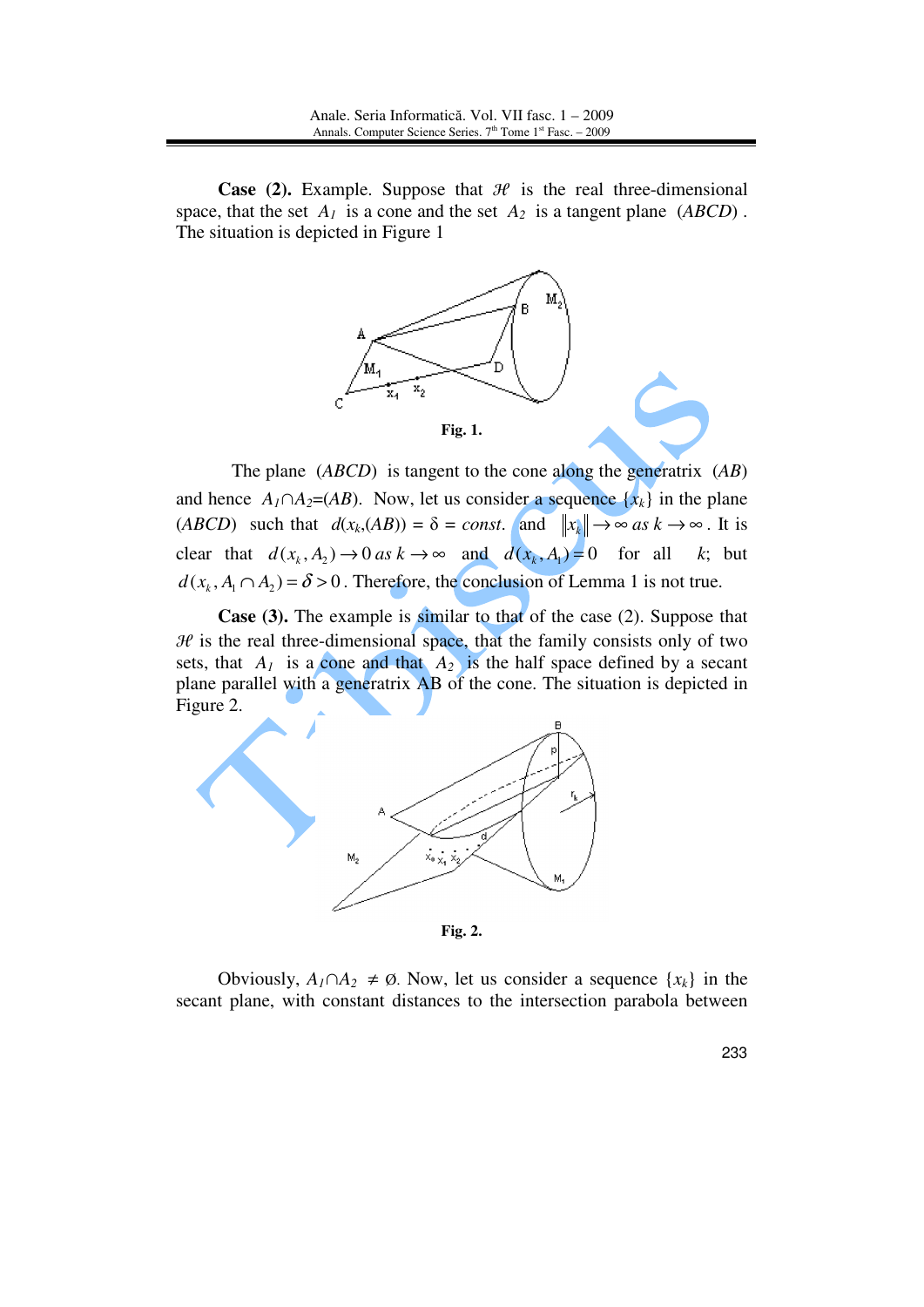**Case (2).** Example. Suppose that $\mathcal{H}$ is the real three-dimensional space, that the set $A_1$ is a cone and the set $A_2$ is a tangent plane $(ABCD)$. The situation is depicted in Figure 1

**Fig. 1.**

The plane $(ABCD)$ is tangent to the cone along the generatrix $(AB)$ and hence $A_1 \cap A_2 = (AB)$. Now, let us consider a sequence $\{x_k\}$ in the plane $(ABCD)$ such that $d(x_k,(AB)) = \delta = const.$ and $\|x_k\| \to \infty$ *as* $k \to \infty$. It is clear that $d(x_k, A_2) \to 0$ *as* $k \to \infty$ and $d(x_k, A_1) = 0$ for all $k$; but $d(x_k, A_1 \cap A_2) = \delta > 0$. Therefore, the conclusion of Lemma 1 is not true.

**Case (3).** The example is similar to that of the case (2). Suppose that $\mathcal{H}$ is the real three-dimensional space, that the family consists only of two sets, that $A_1$ is a cone and that $A_2$ is the half space defined by a secant plane parallel with a generatrix AB of the cone. The situation is depicted in Figure 2.

**Fig. 2.**

Obviously, $A_1 \cap A_2 \neq \emptyset$. Now, let us consider a sequence $\{x_k\}$ in the secant plane, with constant distances to the intersection parabola between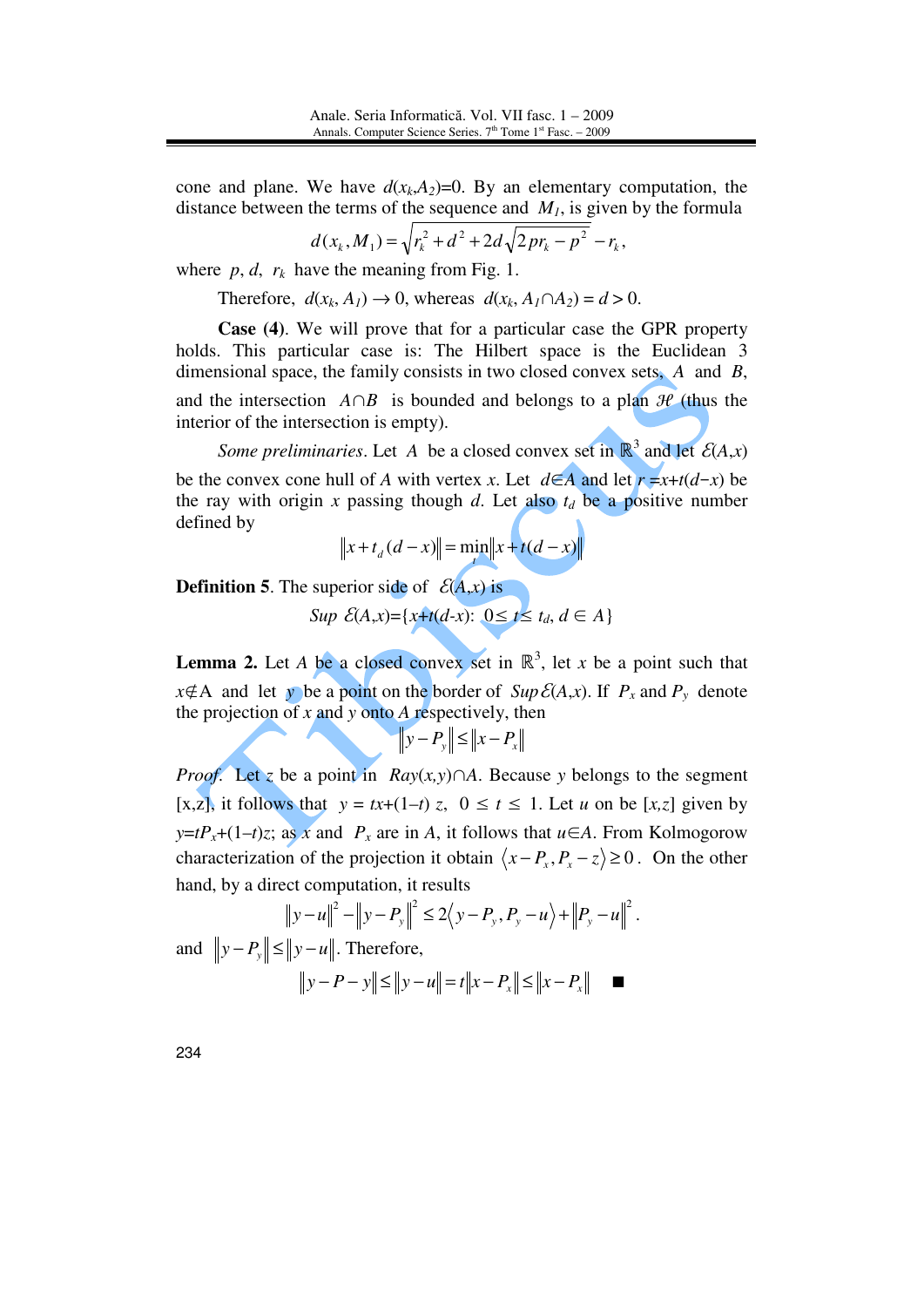cone and plane. We have $d(x_k,A_2)=0$. By an elementary computation, the distance between the terms of the sequence and $M_1$, is given by the formula

$$d(x_k, M_1) = \sqrt{r_k^2 + d^2 + 2d\sqrt{2pr_k - p^2}} - r_k,$$

where $p$, $d$, $r_k$ have the meaning from Fig. 1.

Therefore, $d(x_k, A_1) \to 0$, whereas $d(x_k, A_1 \cap A_2) = d > 0$.

**Case (4)**. We will prove that for a particular case the GPR property holds. This particular case is: The Hilbert space is the Euclidean 3 dimensional space, the family consists in two closed convex sets, $A$ and $B$, and the intersection $A \cap B$ is bounded and belongs to a plan $\mathcal{H}$ (thus the interior of the intersection is empty).

*Some preliminaries*. Let $A$ be a closed convex set in $\mathbb{R}^3$ and let $\mathcal{E}(A,x)$ be the convex cone hull of $A$ with vertex $x$. Let $d \in A$ and let $r = x + t(d - x)$ be the ray with origin $x$ passing though $d$. Let also $t_d$ be a positive number defined by

$$\|x + t_d(d - x)\| = \min_t \|x + t(d - x)\|$$

**Definition 5**. The superior side of $\mathcal{E}(A,x)$ is

$$Sup\ \mathcal{E}(A,x) = \{x + t(d - x):\ 0 \le t \le t_d,\ d \in A\}$$

**Lemma 2.** Let $A$ be a closed convex set in $\mathbb{R}^3$, let $x$ be a point such that $x \notin A$ and let $y$ be a point on the border of $Sup\,\mathcal{E}(A,x)$. If $P_x$ and $P_y$ denote the projection of $x$ and $y$ onto $A$ respectively, then

$$\|y - P_y\| \le \|x - P_x\|$$

*Proof*. Let $z$ be a point in $Ray(x,y) \cap A$. Because $y$ belongs to the segment $[x,z]$, it follows that $y = tx + (1-t)\,z$, $0 \le t \le 1$. Let $u$ on be $[x,z]$ given by $y = tP_x + (1-t)z$; as $x$ and $P_x$ are in $A$, it follows that $u \in A$. From Kolmogorow characterization of the projection it obtain $\langle x - P_x, P_x - z \rangle \ge 0$. On the other hand, by a direct computation, it results

$$\|y - u\|^2 - \|y - P_y\|^2 \le 2\langle y - P_y, P_y - u \rangle + \|P_y - u\|^2.$$

and $\|y - P_y\| \le \|y - u\|$. Therefore,

$$\|y - P - y\| \le \|y - u\| = t\|x - P_x\| \le \|x - P_x\| \quad ■$$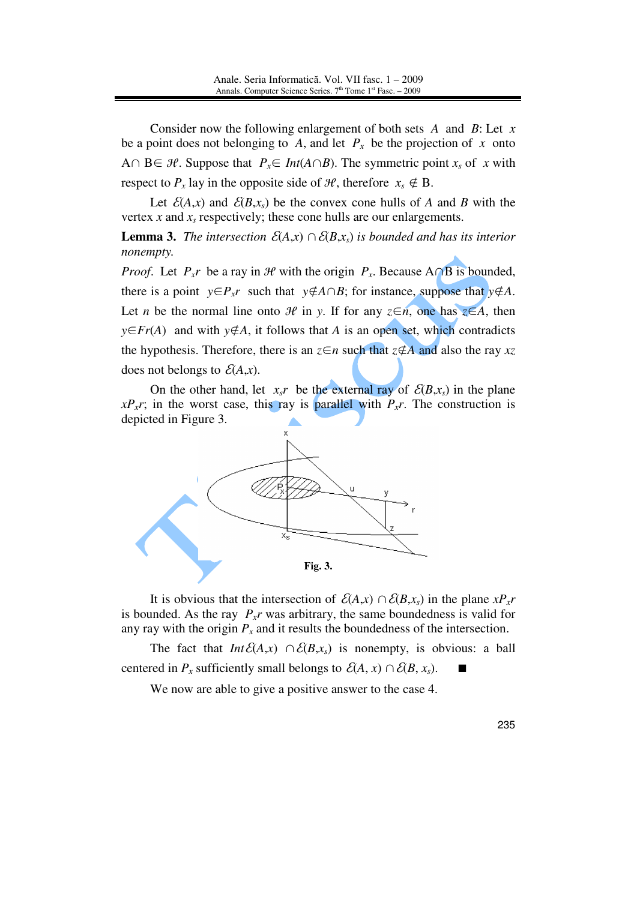Consider now the following enlargement of both sets $A$ and $B$: Let $x$ be a point does not belonging to $A$, and let $P_x$ be the projection of $x$ onto $A \cap B \in \mathcal{H}$. Suppose that $P_x \in Int(A \cap B)$. The symmetric point $x_s$ of $x$ with respect to $P_x$ lay in the opposite side of $\mathcal{H}$, therefore $x_s \notin B$.

Let $\mathcal{E}(A,x)$ and $\mathcal{E}(B,x_s)$ be the convex cone hulls of $A$ and $B$ with the vertex $x$ and $x_s$ respectively; these cone hulls are our enlargements.

**Lemma 3.** *The intersection $\mathcal{E}(A,x) \cap \mathcal{E}(B,x_s)$ is bounded and has its interior nonempty.*

*Proof.* Let $P_x r$ be a ray in $\mathcal{H}$ with the origin $P_x$. Because $A \cap B$ is bounded, there is a point $y \in P_x r$ such that $y \notin A \cap B$; for instance, suppose that $y \notin A$. Let $n$ be the normal line onto $\mathcal{H}$ in $y$. If for any $z \in n$, one has $z \in A$, then $y \in Fr(A)$ and with $y \notin A$, it follows that $A$ is an open set, which contradicts the hypothesis. Therefore, there is an $z \in n$ such that $z \notin A$ and also the ray $xz$ does not belongs to $\mathcal{E}(A,x)$.

On the other hand, let $x_s r$ be the external ray of $\mathcal{E}(B,x_s)$ in the plane $xP_x r$; in the worst case, this ray is parallel with $P_x r$. The construction is depicted in Figure 3.

**Fig. 3.**

It is obvious that the intersection of $\mathcal{E}(A,x) \cap \mathcal{E}(B,x_s)$ in the plane $xP_x r$ is bounded. As the ray $P_x r$ was arbitrary, the same boundedness is valid for any ray with the origin $P_x$ and it results the boundedness of the intersection.

The fact that $Int\mathcal{E}(A,x) \cap \mathcal{E}(B,x_s)$ is nonempty, is obvious: a ball centered in $P_x$ sufficiently small belongs to $\mathcal{E}(A, x) \cap \mathcal{E}(B, x_s)$. ■

We now are able to give a positive answer to the case 4.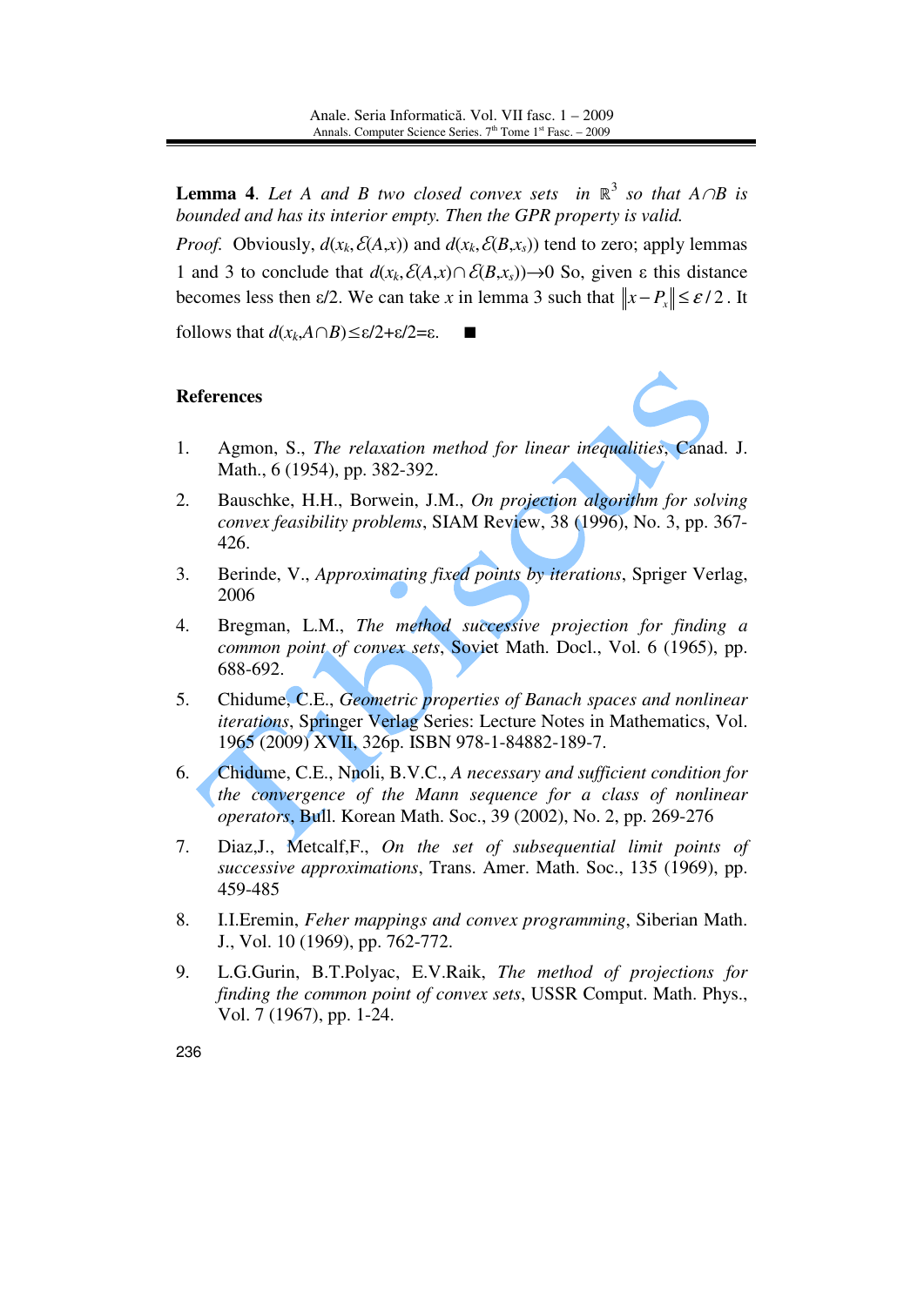**Lemma 4**. *Let $A$ and $B$ two closed convex sets in $\mathbb{R}^3$ so that $A \cap B$ is bounded and has its interior empty. Then the GPR property is valid.*

*Proof.* Obviously, $d(x_k, \mathcal{E}(A,x))$ and $d(x_k, \mathcal{E}(B,x_s))$ tend to zero; apply lemmas 1 and 3 to conclude that $d(x_k, \mathcal{E}(A,x) \cap \mathcal{E}(B,x_s)) \to 0$ So, given ε this distance becomes less then ε/2. We can take $x$ in lemma 3 such that $\|x - P_x\| \leq \varepsilon/2$. It follows that $d(x_k, A \cap B) \leq \varepsilon/2 + \varepsilon/2 = \varepsilon$. ■

## References

1. Agmon, S., *The relaxation method for linear inequalities*, Canad. J. Math., 6 (1954), pp. 382-392.
2. Bauschke, H.H., Borwein, J.M., *On projection algorithm for solving convex feasibility problems*, SIAM Review, 38 (1996), No. 3, pp. 367-426.
3. Berinde, V., *Approximating fixed points by iterations*, Spriger Verlag, 2006
4. Bregman, L.M., *The method successive projection for finding a common point of convex sets*, Soviet Math. Docl., Vol. 6 (1965), pp. 688-692.
5. Chidume, C.E., *Geometric properties of Banach spaces and nonlinear iterations*, Springer Verlag Series: Lecture Notes in Mathematics, Vol. 1965 (2009) XVII, 326p. ISBN 978-1-84882-189-7.
6. Chidume, C.E., Nnoli, B.V.C., *A necessary and sufficient condition for the convergence of the Mann sequence for a class of nonlinear operators*, Bull. Korean Math. Soc., 39 (2002), No. 2, pp. 269-276
7. Diaz,J., Metcalf,F., *On the set of subsequential limit points of successive approximations*, Trans. Amer. Math. Soc., 135 (1969), pp. 459-485
8. I.I.Eremin, *Feher mappings and convex programming*, Siberian Math. J., Vol. 10 (1969), pp. 762-772.
9. L.G.Gurin, B.T.Polyac, E.V.Raik, *The method of projections for finding the common point of convex sets*, USSR Comput. Math. Phys., Vol. 7 (1967), pp. 1-24.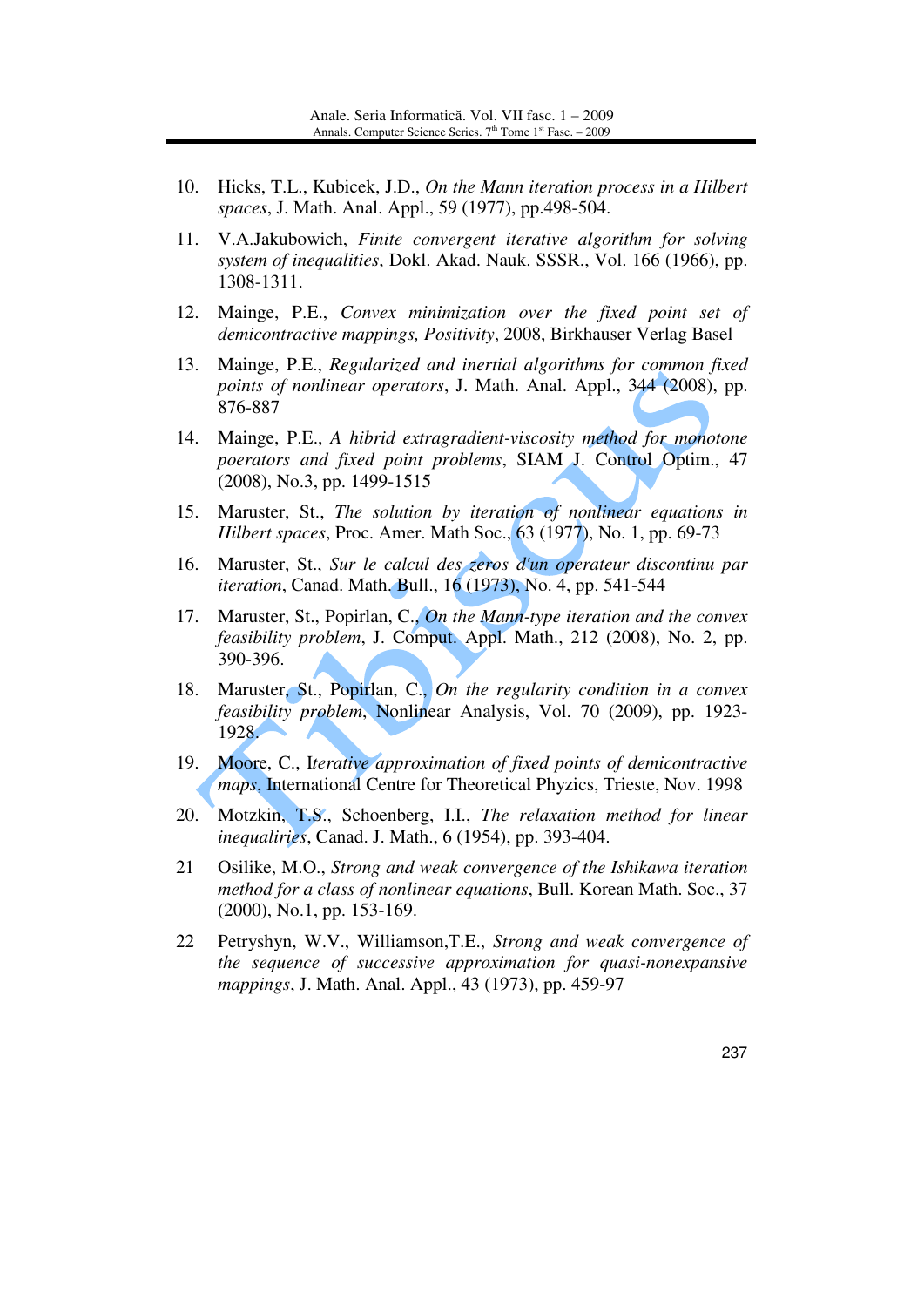10. Hicks, T.L., Kubicek, J.D., *On the Mann iteration process in a Hilbert spaces*, J. Math. Anal. Appl., 59 (1977), pp.498-504.

11. V.A.Jakubowich, *Finite convergent iterative algorithm for solving system of inequalities*, Dokl. Akad. Nauk. SSSR., Vol. 166 (1966), pp. 1308-1311.

12. Mainge, P.E., *Convex minimization over the fixed point set of demicontractive mappings, Positivity*, 2008, Birkhauser Verlag Basel

13. Mainge, P.E., *Regularized and inertial algorithms for common fixed points of nonlinear operators*, J. Math. Anal. Appl., 344 (2008), pp. 876-887

14. Mainge, P.E., *A hibrid extragradient-viscosity method for monotone poerators and fixed point problems*, SIAM J. Control Optim., 47 (2008), No.3, pp. 1499-1515

15. Maruster, St., *The solution by iteration of nonlinear equations in Hilbert spaces*, Proc. Amer. Math Soc., 63 (1977), No. 1, pp. 69-73

16. Maruster, St., *Sur le calcul des zeros d'un operateur discontinu par iteration*, Canad. Math. Bull., 16 (1973), No. 4, pp. 541-544

17. Maruster, St., Popirlan, C., *On the Mann-type iteration and the convex feasibility problem*, J. Comput. Appl. Math., 212 (2008), No. 2, pp. 390-396.

18. Maruster, St., Popirlan, C., *On the regularity condition in a convex feasibility problem*, Nonlinear Analysis, Vol. 70 (2009), pp. 1923-1928.

19. Moore, C., I*terative approximation of fixed points of demicontractive maps*, International Centre for Theoretical Phyzics, Trieste, Nov. 1998

20. Motzkin, T.S., Schoenberg, I.I., *The relaxation method for linear inequaliries*, Canad. J. Math., 6 (1954), pp. 393-404.

21 Osilike, M.O., *Strong and weak convergence of the Ishikawa iteration method for a class of nonlinear equations*, Bull. Korean Math. Soc., 37 (2000), No.1, pp. 153-169.

22 Petryshyn, W.V., Williamson,T.E., *Strong and weak convergence of the sequence of successive approximation for quasi-nonexpansive mappings*, J. Math. Anal. Appl., 43 (1973), pp. 459-97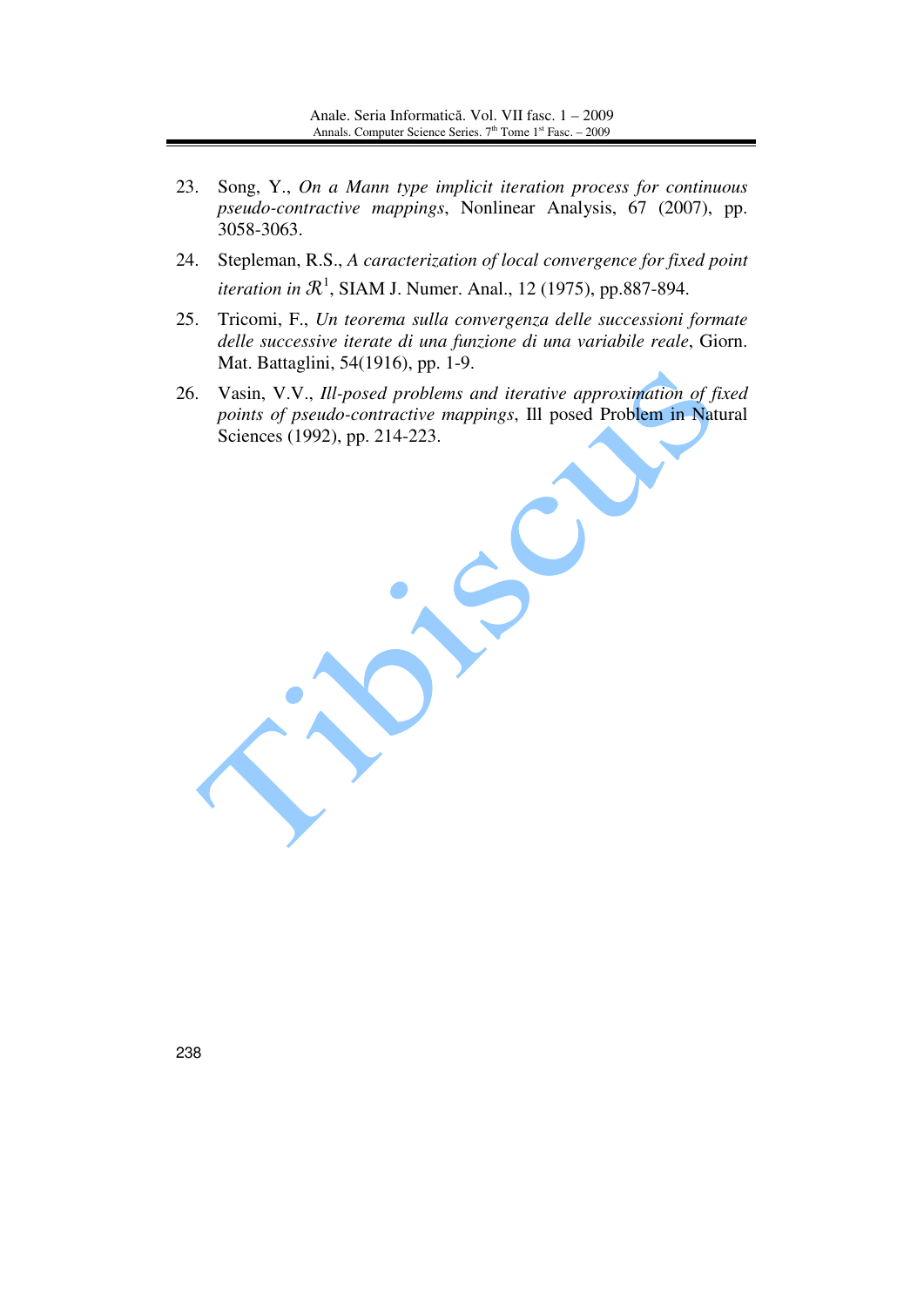23. Song, Y., *On a Mann type implicit iteration process for continuous pseudo-contractive mappings*, Nonlinear Analysis, 67 (2007), pp. 3058-3063.

24. Stepleman, R.S., *A caracterization of local convergence for fixed point iteration in* $\mathcal{R}^1$, SIAM J. Numer. Anal., 12 (1975), pp.887-894.

25. Tricomi, F., *Un teorema sulla convergenza delle successioni formate delle successive iterate di una funzione di una variabile reale*, Giorn. Mat. Battaglini, 54(1916), pp. 1-9.

26. Vasin, V.V., *Ill-posed problems and iterative approximation of fixed points of pseudo-contractive mappings*, Ill posed Problem in Natural Sciences (1992), pp. 214-223.